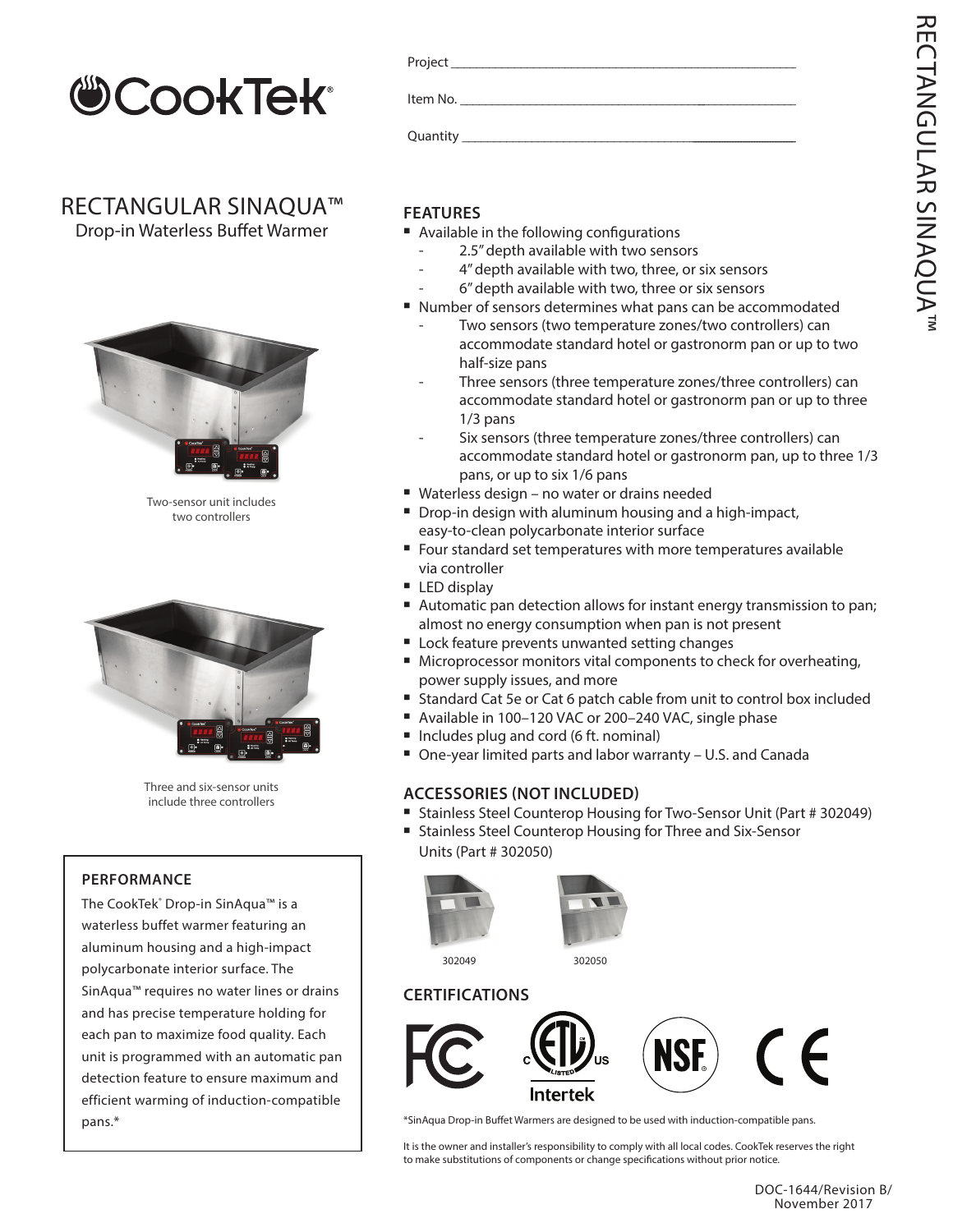# CookTek

Project ___________________________________________

Item No. _________________________________________

Quantity _________________________________________

## RECTANGULAR SINAQUA™

Drop-in Waterless Buffet Warmer

Two-sensor unit includes two controllers

Three and six-sensor units include three controllers

### PERFORMANCE

The CookTek® Drop-in SinAqua™ is a waterless buffet warmer featuring an aluminum housing and a high-impact polycarbonate interior surface. The SinAqua™ requires no water lines or drains and has precise temperature holding for each pan to maximize food quality. Each unit is programmed with an automatic pan detection feature to ensure maximum and efficient warming of induction-compatible pans.*

### FEATURES

- Available in the following configurations
  - 2.5" depth available with two sensors
  - 4" depth available with two, three, or six sensors
  - 6" depth available with two, three or six sensors
- Number of sensors determines what pans can be accommodated
  - Two sensors (two temperature zones/two controllers) can accommodate standard hotel or gastronorm pan or up to two half-size pans
  - Three sensors (three temperature zones/three controllers) can accommodate standard hotel or gastronorm pan or up to three 1/3 pans
  - Six sensors (three temperature zones/three controllers) can accommodate standard hotel or gastronorm pan, up to three 1/3 pans, or up to six 1/6 pans
- Waterless design – no water or drains needed
- Drop-in design with aluminum housing and a high-impact, easy-to-clean polycarbonate interior surface
- Four standard set temperatures with more temperatures available via controller
- LED display
- Automatic pan detection allows for instant energy transmission to pan; almost no energy consumption when pan is not present
- Lock feature prevents unwanted setting changes
- Microprocessor monitors vital components to check for overheating, power supply issues, and more
- Standard Cat 5e or Cat 6 patch cable from unit to control box included
- Available in 100–120 VAC or 200–240 VAC, single phase
- Includes plug and cord (6 ft. nominal)
- One-year limited parts and labor warranty – U.S. and Canada

### ACCESSORIES (NOT INCLUDED)

- Stainless Steel Counterop Housing for Two-Sensor Unit (Part # 302049)
- Stainless Steel Counterop Housing for Three and Six-Sensor Units (Part # 302050)

302049

302050

### CERTIFICATIONS

FC, ETL Listed (C US, Intertek), NSF, CE

*SinAqua Drop-in Buffet Warmers are designed to be used with induction-compatible pans.

It is the owner and installer's responsibility to comply with all local codes. CookTek reserves the right to make substitutions of components or change specifications without prior notice.

DOC-1644/Revision B/ November 2017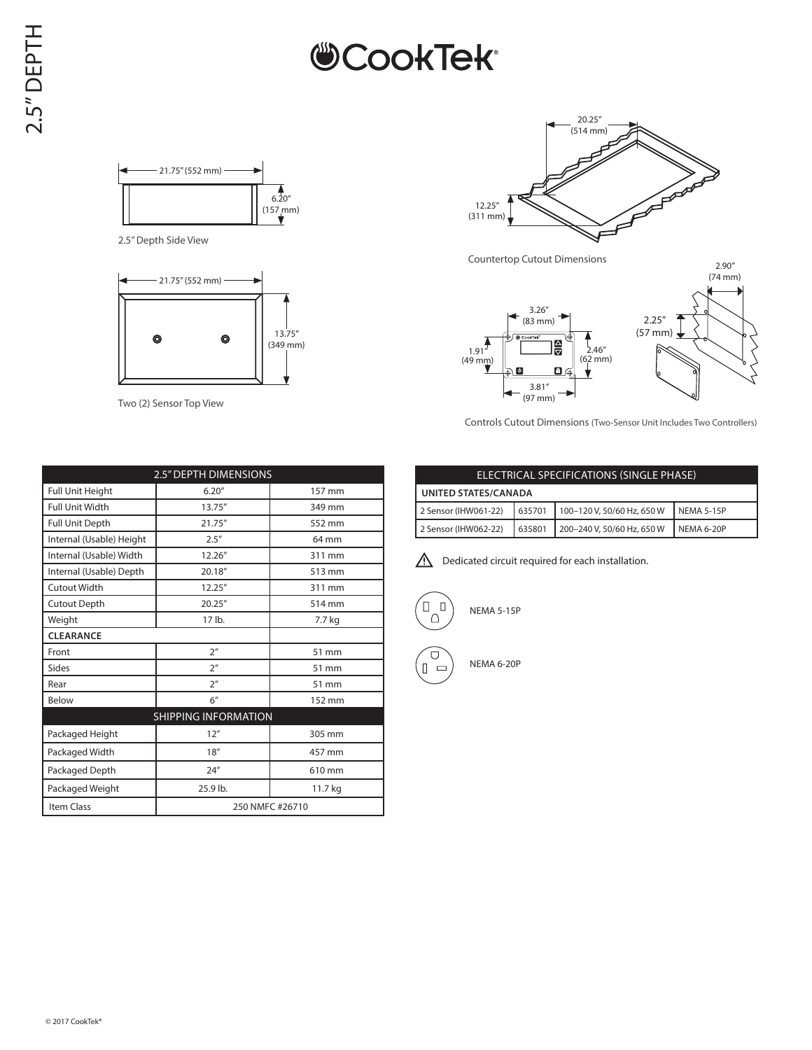# CookTek

2.5″ DEPTH

21.75″ (552 mm)

6.20″ (157 mm)

2.5″ Depth Side View

21.75″ (552 mm)

13.75″ (349 mm)

Two (2) Sensor Top View

20.25″ (514 mm)

12.25″ (311 mm)

Countertop Cutout Dimensions

3.26″ (83 mm)

1.91″ (49 mm)

2.46″ (62 mm)

3.81″ (97 mm)

2.90″ (74 mm)

2.25″ (57 mm)

Controls Cutout Dimensions (Two-Sensor Unit Includes Two Controllers)

| 2.5″ DEPTH DIMENSIONS | | |
|---|---|---|
| Full Unit Height | 6.20″ | 157 mm |
| Full Unit Width | 13.75″ | 349 mm |
| Full Unit Depth | 21.75″ | 552 mm |
| Internal (Usable) Height | 2.5″ | 64 mm |
| Internal (Usable) Width | 12.26″ | 311 mm |
| Internal (Usable) Depth | 20.18″ | 513 mm |
| Cutout Width | 12.25″ | 311 mm |
| Cutout Depth | 20.25″ | 514 mm |
| Weight | 17 lb. | 7.7 kg |
| **CLEARANCE** | | |
| Front | 2″ | 51 mm |
| Sides | 2″ | 51 mm |
| Rear | 2″ | 51 mm |
| Below | 6″ | 152 mm |
| **SHIPPING INFORMATION** | | |
| Packaged Height | 12″ | 305 mm |
| Packaged Width | 18″ | 457 mm |
| Packaged Depth | 24″ | 610 mm |
| Packaged Weight | 25.9 lb. | 11.7 kg |
| Item Class | 250 NMFC #26710 | |

| ELECTRICAL SPECIFICATIONS (SINGLE PHASE) | | | |
|---|---|---|---|
| **UNITED STATES/CANADA** | | | |
| 2 Sensor (IHW061-22) | 635701 | 100–120 V, 50/60 Hz, 650 W | NEMA 5-15P |
| 2 Sensor (IHW062-22) | 635801 | 200–240 V, 50/60 Hz, 650 W | NEMA 6-20P |

⚠ Dedicated circuit required for each installation.

NEMA 5-15P

NEMA 6-20P

© 2017 CookTek®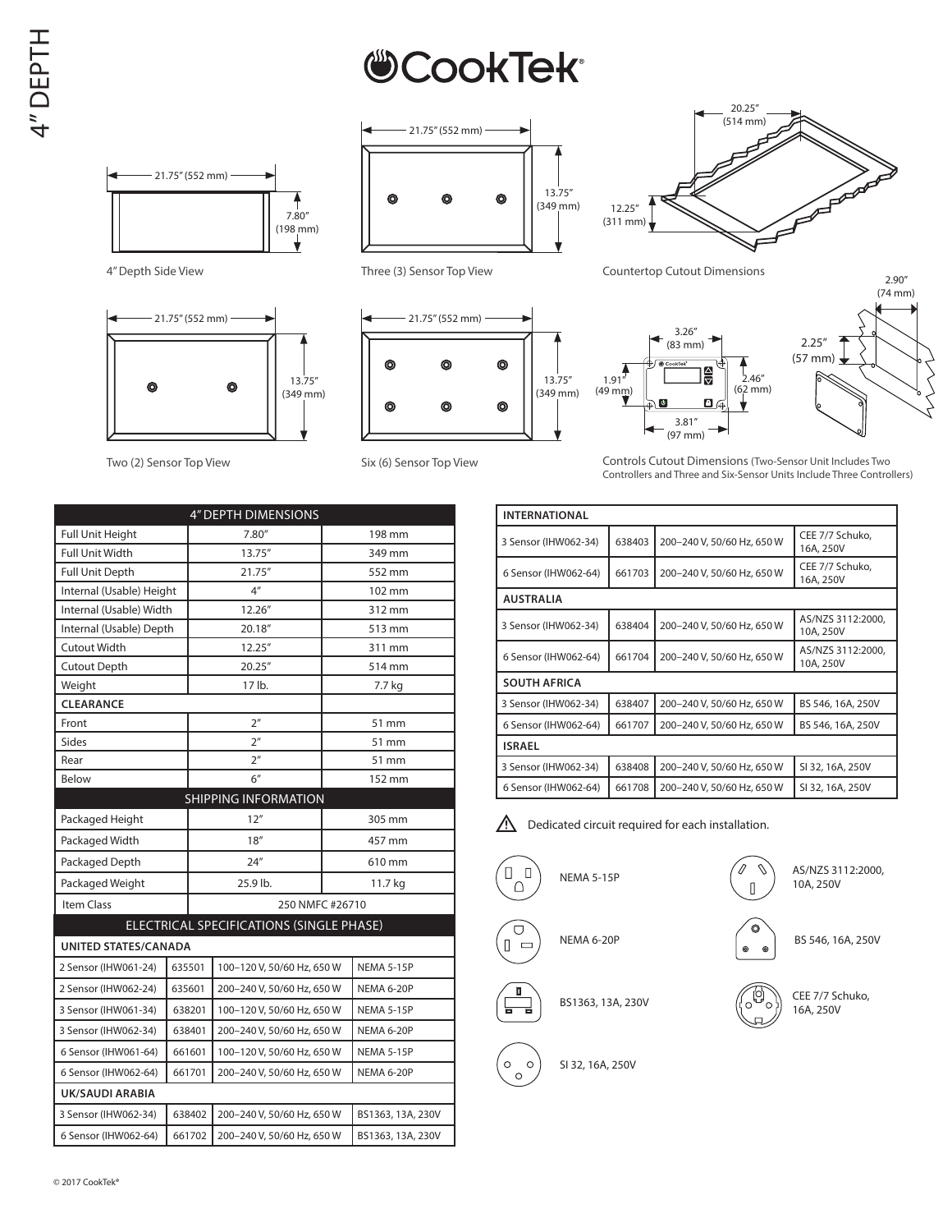# 4" DEPTH

CookTek®

21.75" (552 mm)

7.80" (198 mm)

4" Depth Side View

21.75" (552 mm)

13.75" (349 mm)

Three (3) Sensor Top View

20.25" (514 mm)

12.25" (311 mm)

Countertop Cutout Dimensions

21.75" (552 mm)

13.75" (349 mm)

Two (2) Sensor Top View

21.75" (552 mm)

13.75" (349 mm)

Six (6) Sensor Top View

3.26" (83 mm)

1.91" (49 mm)

2.46" (62 mm)

3.81" (97 mm)

2.90" (74 mm)

2.25" (57 mm)

Controls Cutout Dimensions (Two-Sensor Unit Includes Two Controllers and Three and Six-Sensor Units Include Three Controllers)

| 4" DEPTH DIMENSIONS | | |
|---|---|---|
| Full Unit Height | 7.80" | 198 mm |
| Full Unit Width | 13.75" | 349 mm |
| Full Unit Depth | 21.75" | 552 mm |
| Internal (Usable) Height | 4" | 102 mm |
| Internal (Usable) Width | 12.26" | 312 mm |
| Internal (Usable) Depth | 20.18" | 513 mm |
| Cutout Width | 12.25" | 311 mm |
| Cutout Depth | 20.25" | 514 mm |
| Weight | 17 lb. | 7.7 kg |
| **CLEARANCE** | | |
| Front | 2" | 51 mm |
| Sides | 2" | 51 mm |
| Rear | 2" | 51 mm |
| Below | 6" | 152 mm |
| **SHIPPING INFORMATION** | | |
| Packaged Height | 12" | 305 mm |
| Packaged Width | 18" | 457 mm |
| Packaged Depth | 24" | 610 mm |
| Packaged Weight | 25.9 lb. | 11.7 kg |
| Item Class | 250 NMFC #26710 | |

| ELECTRICAL SPECIFICATIONS (SINGLE PHASE) | | | |
|---|---|---|---|
| **UNITED STATES/CANADA** | | | |
| 2 Sensor (IHW061-24) | 635501 | 100–120 V, 50/60 Hz, 650 W | NEMA 5-15P |
| 2 Sensor (IHW062-24) | 635601 | 200–240 V, 50/60 Hz, 650 W | NEMA 6-20P |
| 3 Sensor (IHW061-34) | 638201 | 100–120 V, 50/60 Hz, 650 W | NEMA 5-15P |
| 3 Sensor (IHW062-34) | 638401 | 200–240 V, 50/60 Hz, 650 W | NEMA 6-20P |
| 6 Sensor (IHW061-64) | 661601 | 100–120 V, 50/60 Hz, 650 W | NEMA 5-15P |
| 6 Sensor (IHW062-64) | 661701 | 200–240 V, 50/60 Hz, 650 W | NEMA 6-20P |
| **UK/SAUDI ARABIA** | | | |
| 3 Sensor (IHW062-34) | 638402 | 200–240 V, 50/60 Hz, 650 W | BS1363, 13A, 230V |
| 6 Sensor (IHW062-64) | 661702 | 200–240 V, 50/60 Hz, 650 W | BS1363, 13A, 230V |

| INTERNATIONAL | | | |
|---|---|---|---|
| 3 Sensor (IHW062-34) | 638403 | 200–240 V, 50/60 Hz, 650 W | CEE 7/7 Schuko, 16A, 250V |
| 6 Sensor (IHW062-64) | 661703 | 200–240 V, 50/60 Hz, 650 W | CEE 7/7 Schuko, 16A, 250V |
| **AUSTRALIA** | | | |
| 3 Sensor (IHW062-34) | 638404 | 200–240 V, 50/60 Hz, 650 W | AS/NZS 3112:2000, 10A, 250V |
| 6 Sensor (IHW062-64) | 661704 | 200–240 V, 50/60 Hz, 650 W | AS/NZS 3112:2000, 10A, 250V |
| **SOUTH AFRICA** | | | |
| 3 Sensor (IHW062-34) | 638407 | 200–240 V, 50/60 Hz, 650 W | BS 546, 16A, 250V |
| 6 Sensor (IHW062-64) | 661707 | 200–240 V, 50/60 Hz, 650 W | BS 546, 16A, 250V |
| **ISRAEL** | | | |
| 3 Sensor (IHW062-34) | 638408 | 200–240 V, 50/60 Hz, 650 W | SI 32, 16A, 250V |
| 6 Sensor (IHW062-64) | 661708 | 200–240 V, 50/60 Hz, 650 W | SI 32, 16A, 250V |

⚠ Dedicated circuit required for each installation.

NEMA 5-15P

AS/NZS 3112:2000, 10A, 250V

NEMA 6-20P

BS 546, 16A, 250V

BS1363, 13A, 230V

CEE 7/7 Schuko, 16A, 250V

SI 32, 16A, 250V

© 2017 CookTek®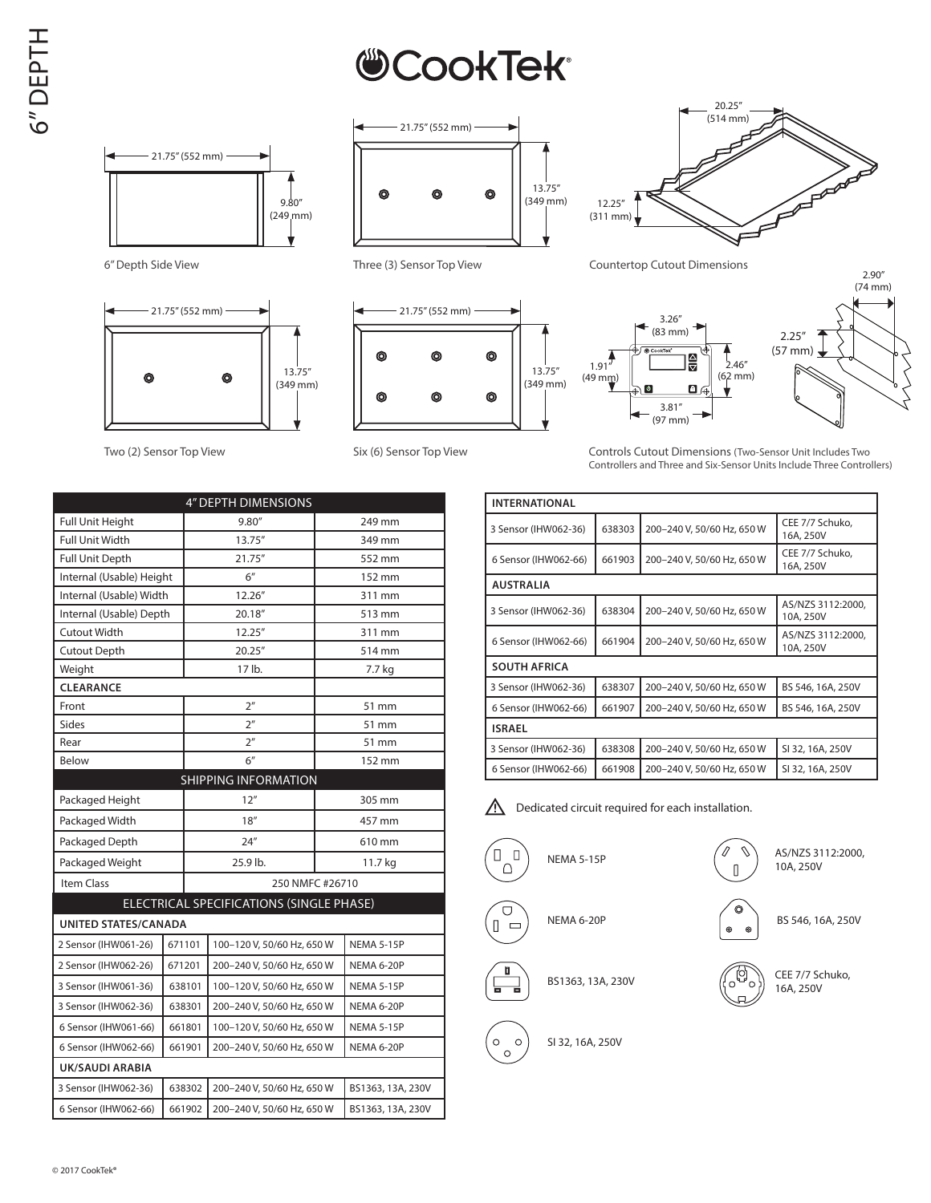# 6" DEPTH

CookTek

21.75" (552 mm)

9.80" (249 mm)

6" Depth Side View

21.75" (552 mm)

13.75" (349 mm)

Three (3) Sensor Top View

20.25" (514 mm)

12.25" (311 mm)

Countertop Cutout Dimensions

21.75" (552 mm)

13.75" (349 mm)

Two (2) Sensor Top View

21.75" (552 mm)

13.75" (349 mm)

Six (6) Sensor Top View

3.26" (83 mm)

1.91" (49 mm)

2.46" (62 mm)

3.81" (97 mm)

2.90" (74 mm)

2.25" (57 mm)

Controls Cutout Dimensions (Two-Sensor Unit Includes Two Controllers and Three and Six-Sensor Units Include Three Controllers)

| 4" DEPTH DIMENSIONS | | |
|---|---|---|
| Full Unit Height | 9.80" | 249 mm |
| Full Unit Width | 13.75" | 349 mm |
| Full Unit Depth | 21.75" | 552 mm |
| Internal (Usable) Height | 6" | 152 mm |
| Internal (Usable) Width | 12.26" | 311 mm |
| Internal (Usable) Depth | 20.18" | 513 mm |
| Cutout Width | 12.25" | 311 mm |
| Cutout Depth | 20.25" | 514 mm |
| Weight | 17 lb. | 7.7 kg |
| **CLEARANCE** | | |
| Front | 2" | 51 mm |
| Sides | 2" | 51 mm |
| Rear | 2" | 51 mm |
| Below | 6" | 152 mm |
| SHIPPING INFORMATION | | |
| Packaged Height | 12" | 305 mm |
| Packaged Width | 18" | 457 mm |
| Packaged Depth | 24" | 610 mm |
| Packaged Weight | 25.9 lb. | 11.7 kg |
| Item Class | 250 NMFC #26710 | |

| ELECTRICAL SPECIFICATIONS (SINGLE PHASE) | | | |
|---|---|---|---|
| **UNITED STATES/CANADA** | | | |
| 2 Sensor (IHW061-26) | 671101 | 100–120 V, 50/60 Hz, 650 W | NEMA 5-15P |
| 2 Sensor (IHW062-26) | 671201 | 200–240 V, 50/60 Hz, 650 W | NEMA 6-20P |
| 3 Sensor (IHW061-36) | 638101 | 100–120 V, 50/60 Hz, 650 W | NEMA 5-15P |
| 3 Sensor (IHW062-36) | 638301 | 200–240 V, 50/60 Hz, 650 W | NEMA 6-20P |
| 6 Sensor (IHW061-66) | 661801 | 100–120 V, 50/60 Hz, 650 W | NEMA 5-15P |
| 6 Sensor (IHW062-66) | 661901 | 200–240 V, 50/60 Hz, 650 W | NEMA 6-20P |
| **UK/SAUDI ARABIA** | | | |
| 3 Sensor (IHW062-36) | 638302 | 200–240 V, 50/60 Hz, 650 W | BS1363, 13A, 230V |
| 6 Sensor (IHW062-66) | 661902 | 200–240 V, 50/60 Hz, 650 W | BS1363, 13A, 230V |

| **INTERNATIONAL** | | | |
|---|---|---|---|
| 3 Sensor (IHW062-36) | 638303 | 200–240 V, 50/60 Hz, 650 W | CEE 7/7 Schuko, 16A, 250V |
| 6 Sensor (IHW062-66) | 661903 | 200–240 V, 50/60 Hz, 650 W | CEE 7/7 Schuko, 16A, 250V |
| **AUSTRALIA** | | | |
| 3 Sensor (IHW062-36) | 638304 | 200–240 V, 50/60 Hz, 650 W | AS/NZS 3112:2000, 10A, 250V |
| 6 Sensor (IHW062-66) | 661904 | 200–240 V, 50/60 Hz, 650 W | AS/NZS 3112:2000, 10A, 250V |
| **SOUTH AFRICA** | | | |
| 3 Sensor (IHW062-36) | 638307 | 200–240 V, 50/60 Hz, 650 W | BS 546, 16A, 250V |
| 6 Sensor (IHW062-66) | 661907 | 200–240 V, 50/60 Hz, 650 W | BS 546, 16A, 250V |
| **ISRAEL** | | | |
| 3 Sensor (IHW062-36) | 638308 | 200–240 V, 50/60 Hz, 650 W | SI 32, 16A, 250V |
| 6 Sensor (IHW062-66) | 661908 | 200–240 V, 50/60 Hz, 650 W | SI 32, 16A, 250V |

⚠ Dedicated circuit required for each installation.

NEMA 5-15P

AS/NZS 3112:2000, 10A, 250V

NEMA 6-20P

BS 546, 16A, 250V

BS1363, 13A, 230V

CEE 7/7 Schuko, 16A, 250V

SI 32, 16A, 250V

© 2017 CookTek®